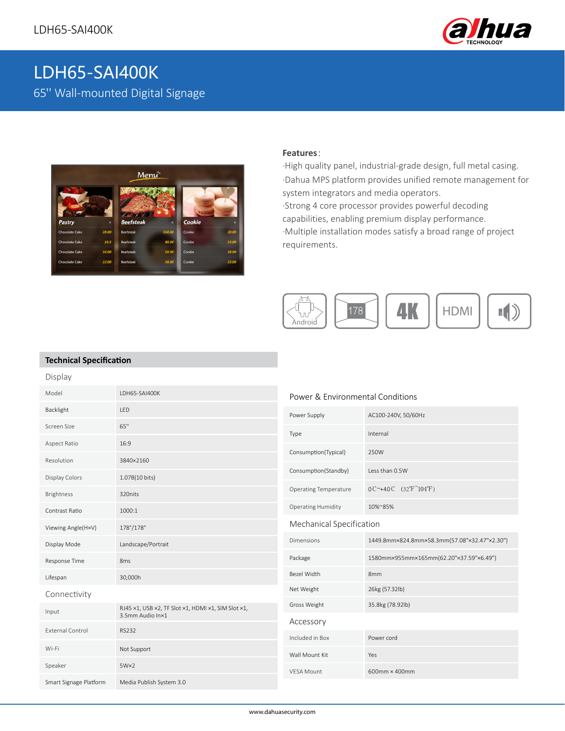# LDH65-SAI400K

65'' Wall-mounted Digital Signage

**Features**:

·High quality panel, industrial-grade design, full metal casing.
·Dahua MPS platform provides unified remote management for system integrators and media operators.
·Strong 4 core processor provides powerful decoding capabilities, enabling premium display performance.
·Multiple installation modes satisfy a broad range of project requirements.

## Technical Specification

### Display

| | |
|---|---|
| Model | LDH65-SAI400K |
| Backlight | LED |
| Screen Size | 65'' |
| Aspect Ratio | 16:9 |
| Resolution | 3840×2160 |
| Display Colors | 1.07B(10 bits) |
| Brightness | 320nits |
| Contrast Ratio | 1000:1 |
| Viewing Angle(H×V) | 178°/178° |
| Display Mode | Landscape/Portrait |
| Response Time | 8ms |
| Lifespan | 30,000h |

### Connectivity

| | |
|---|---|
| Input | RJ45 ×1, USB ×2, TF Slot ×1, HDMI ×1, SIM Slot ×1, 3.5mm Audio In×1 |
| External Control | RS232 |
| Wi-Fi | Not Support |
| Speaker | 5W×2 |
| Smart Signage Platform | Media Publish System 3.0 |

### Power & Environmental Conditions

| | |
|---|---|
| Power Supply | AC100-240V, 50/60Hz |
| Type | Internal |
| Consumption(Typical) | 250W |
| Consumption(Standby) | Less than 0.5W |
| Operating Temperature | 0℃~+40℃ (32℉~104℉) |
| Operating Humidity | 10%~85% |

### Mechanical Specification

| | |
|---|---|
| Dimensions | 1449.8mm×824.8mm×58.3mm(57.08"×32.47"×2.30") |
| Package | 1580mm×955mm×165mm(62.20"×37.59"×6.49") |
| Bezel Width | 8mm |
| Net Weight | 26kg (57.32lb) |
| Gross Weight | 35.8kg (78.92lb) |

### Accessory

| | |
|---|---|
| Included in Box | Power cord |
| Wall Mount Kit | Yes |
| VESA Mount | 600mm × 400mm |

www.dahuasecurity.com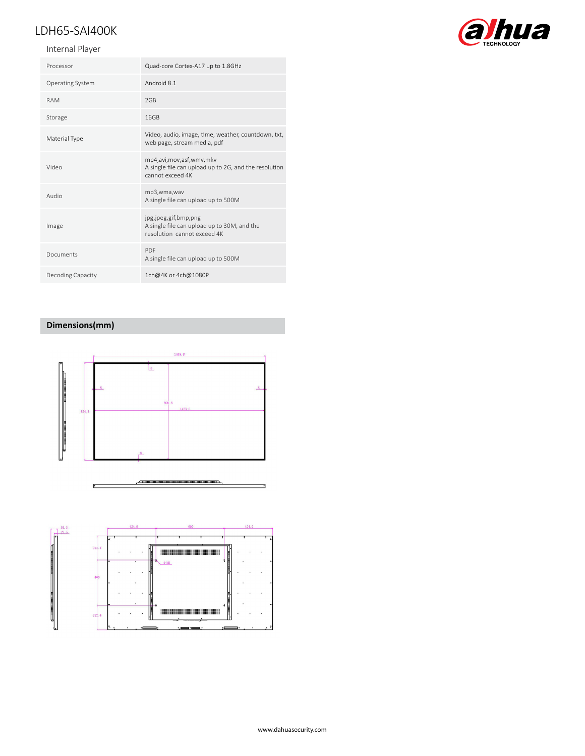## Internal Player

| | |
|---|---|
| Processor | Quad-core Cortex-A17 up to 1.8GHz |
| Operating System | Android 8.1 |
| RAM | 2GB |
| Storage | 16GB |
| Material Type | Video, audio, image, time, weather, countdown, txt, web page, stream media, pdf |
| Video | mp4,avi,mov,asf,wmv,mkv<br>A single file can upload up to 2G, and the resolution cannot exceed 4K |
| Audio | mp3,wma,wav<br>A single file can upload up to 500M |
| Image | jpg,jpeg,gif,bmp,png<br>A single file can upload up to 30M, and the resolution cannot exceed 4K |
| Documents | PDF<br>A single file can upload up to 500M |
| Decoding Capacity | 1ch@4K or 4ch@1080P |

## Dimensions(mm)

1449.8
8
8
8
809.8
824.8
1433.8
8

424.9
400
424.9
212.4
400
212.4
4-M8
26.9
29.5